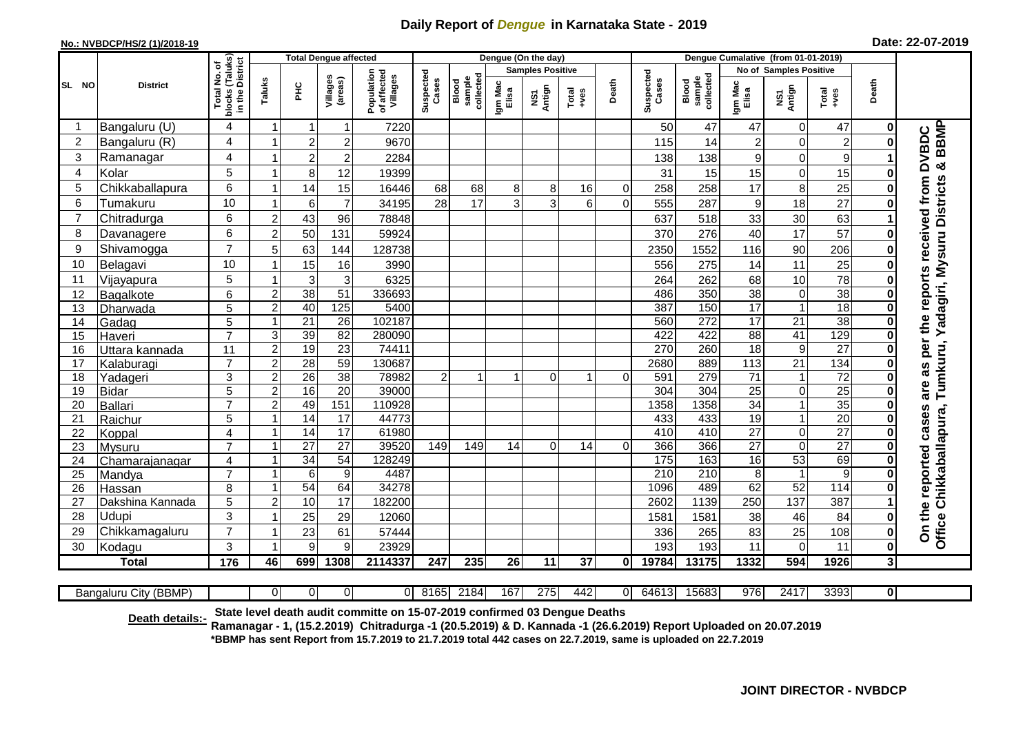# Daily Report of *Dengue* in Karnataka State - 2019

**No.: NVBDCP/HS/2 (1)/2018-19**

**Date: 22-07-2019**

| SL NO | District | Total No. of blocks (Taluks) in the District | Total Dengue affected | | | | Dengue (On the day) | | | | | | | Dengue Cumalative (from 01-01-2019) | | | | | | | |
|---|---|---|---|---|---|---|---|---|---|---|---|---|---|---|---|---|---|---|---|---|---|
| | | | Taluks | PHC | Villages (areas) | Population of affected Villages | Suspected Cases | Blood sample collected | Samples Positive | | | Death | Suspected Cases | Blood sample collected | No of Samples Positive | | | Death | |
| | | | | | | | | | Igm Mac Elisa | NS1 Antign | Total +ves | | | | Igm Mac Elisa | NS1 Antign | Total +ves | | |
| 1 | Bangaluru (U) | 4 | 1 | 1 | 1 | 7220 | | | | | | | 50 | 47 | 47 | 0 | 47 | 0 | On the reported cases are as per the reports received from DVBDC Office Chikkaballapura, Tumkuru, Yadagiri, Mysuru Districts & BBMP |
| 2 | Bangaluru (R) | 4 | 1 | 2 | 2 | 9670 | | | | | | | 115 | 14 | 2 | 0 | 2 | 0 | |
| 3 | Ramanagar | 4 | 1 | 2 | 2 | 2284 | | | | | | | 138 | 138 | 9 | 0 | 9 | 1 | |
| 4 | Kolar | 5 | 1 | 8 | 12 | 19399 | | | | | | | 31 | 15 | 15 | 0 | 15 | 0 | |
| 5 | Chikkaballapura | 6 | 1 | 14 | 15 | 16446 | 68 | 68 | 8 | 8 | 16 | 0 | 258 | 258 | 17 | 8 | 25 | 0 | |
| 6 | Tumakuru | 10 | 1 | 6 | 7 | 34195 | 28 | 17 | 3 | 3 | 6 | 0 | 555 | 287 | 9 | 18 | 27 | 0 | |
| 7 | Chitradurga | 6 | 2 | 43 | 96 | 78848 | | | | | | | 637 | 518 | 33 | 30 | 63 | 1 | |
| 8 | Davanagere | 6 | 2 | 50 | 131 | 59924 | | | | | | | 370 | 276 | 40 | 17 | 57 | 0 | |
| 9 | Shivamogga | 7 | 5 | 63 | 144 | 128738 | | | | | | | 2350 | 1552 | 116 | 90 | 206 | 0 | |
| 10 | Belagavi | 10 | 1 | 15 | 16 | 3990 | | | | | | | 556 | 275 | 14 | 11 | 25 | 0 | |
| 11 | Vijayapura | 5 | 1 | 3 | 3 | 6325 | | | | | | | 264 | 262 | 68 | 10 | 78 | 0 | |
| 12 | Bagalkote | 6 | 2 | 38 | 51 | 336693 | | | | | | | 486 | 350 | 38 | 0 | 38 | 0 | |
| 13 | Dharwada | 5 | 2 | 40 | 125 | 5400 | | | | | | | 387 | 150 | 17 | 1 | 18 | 0 | |
| 14 | Gadag | 5 | 1 | 21 | 26 | 102187 | | | | | | | 560 | 272 | 17 | 21 | 38 | 0 | |
| 15 | Haveri | 7 | 3 | 39 | 82 | 280090 | | | | | | | 422 | 422 | 88 | 41 | 129 | 0 | |
| 16 | Uttara kannada | 11 | 2 | 19 | 23 | 74411 | | | | | | | 270 | 260 | 18 | 9 | 27 | 0 | |
| 17 | Kalaburagi | 7 | 2 | 28 | 59 | 130687 | | | | | | | 2680 | 889 | 113 | 21 | 134 | 0 | |
| 18 | Yadageri | 3 | 2 | 26 | 38 | 78982 | 2 | 1 | 1 | 0 | 1 | 0 | 591 | 279 | 71 | 1 | 72 | 0 | |
| 19 | Bidar | 5 | 2 | 16 | 20 | 39000 | | | | | | | 304 | 304 | 25 | 0 | 25 | 0 | |
| 20 | Ballari | 7 | 2 | 49 | 151 | 110928 | | | | | | | 1358 | 1358 | 34 | 1 | 35 | 0 | |
| 21 | Raichur | 5 | 1 | 14 | 17 | 44773 | | | | | | | 433 | 433 | 19 | 1 | 20 | 0 | |
| 22 | Koppal | 4 | 1 | 14 | 17 | 61980 | | | | | | | 410 | 410 | 27 | 0 | 27 | 0 | |
| 23 | Mysuru | 7 | 1 | 27 | 27 | 39520 | 149 | 149 | 14 | 0 | 14 | 0 | 366 | 366 | 27 | 0 | 27 | 0 | |
| 24 | Chamarajanagar | 4 | 1 | 34 | 54 | 128249 | | | | | | | 175 | 163 | 16 | 53 | 69 | 0 | |
| 25 | Mandya | 7 | 1 | 6 | 9 | 4487 | | | | | | | 210 | 210 | 8 | 1 | 9 | 0 | |
| 26 | Hassan | 8 | 1 | 54 | 64 | 34278 | | | | | | | 1096 | 489 | 62 | 52 | 114 | 0 | |
| 27 | Dakshina Kannada | 5 | 2 | 10 | 17 | 182200 | | | | | | | 2602 | 1139 | 250 | 137 | 387 | 1 | |
| 28 | Udupi | 3 | 1 | 25 | 29 | 12060 | | | | | | | 1581 | 1581 | 38 | 46 | 84 | 0 | |
| 29 | Chikkamagaluru | 7 | 1 | 23 | 61 | 57444 | | | | | | | 336 | 265 | 83 | 25 | 108 | 0 | |
| 30 | Kodagu | 3 | 1 | 9 | 9 | 23929 | | | | | | | 193 | 193 | 11 | 0 | 11 | 0 | |
| **Total** | | **176** | **46** | **699** | **1308** | **2114337** | **247** | **235** | **26** | **11** | **37** | **0** | **19784** | **13175** | **1332** | **594** | **1926** | **3** | |

| Bangaluru City (BBMP) | | 0 | 0 | 0 | 0 | 8165 | 2184 | 167 | 275 | 442 | 0 | 64613 | 15683 | 976 | 2417 | 3393 | 0 |
|---|---|---|---|---|---|---|---|---|---|---|---|---|---|---|---|---|---|

**Death details:-** **State level death audit committe on 15-07-2019 confirmed 03 Dengue Deaths**
**Ramanagar - 1, (15.2.2019) Chitradurga -1 (20.5.2019) & D. Kannada -1 (26.6.2019) Report Uploaded on 20.07.2019**
***BBMP has sent Report from 15.7.2019 to 21.7.2019 total 442 cases on 22.7.2019, same is uploaded on 22.7.2019**

**JOINT DIRECTOR - NVBDCP**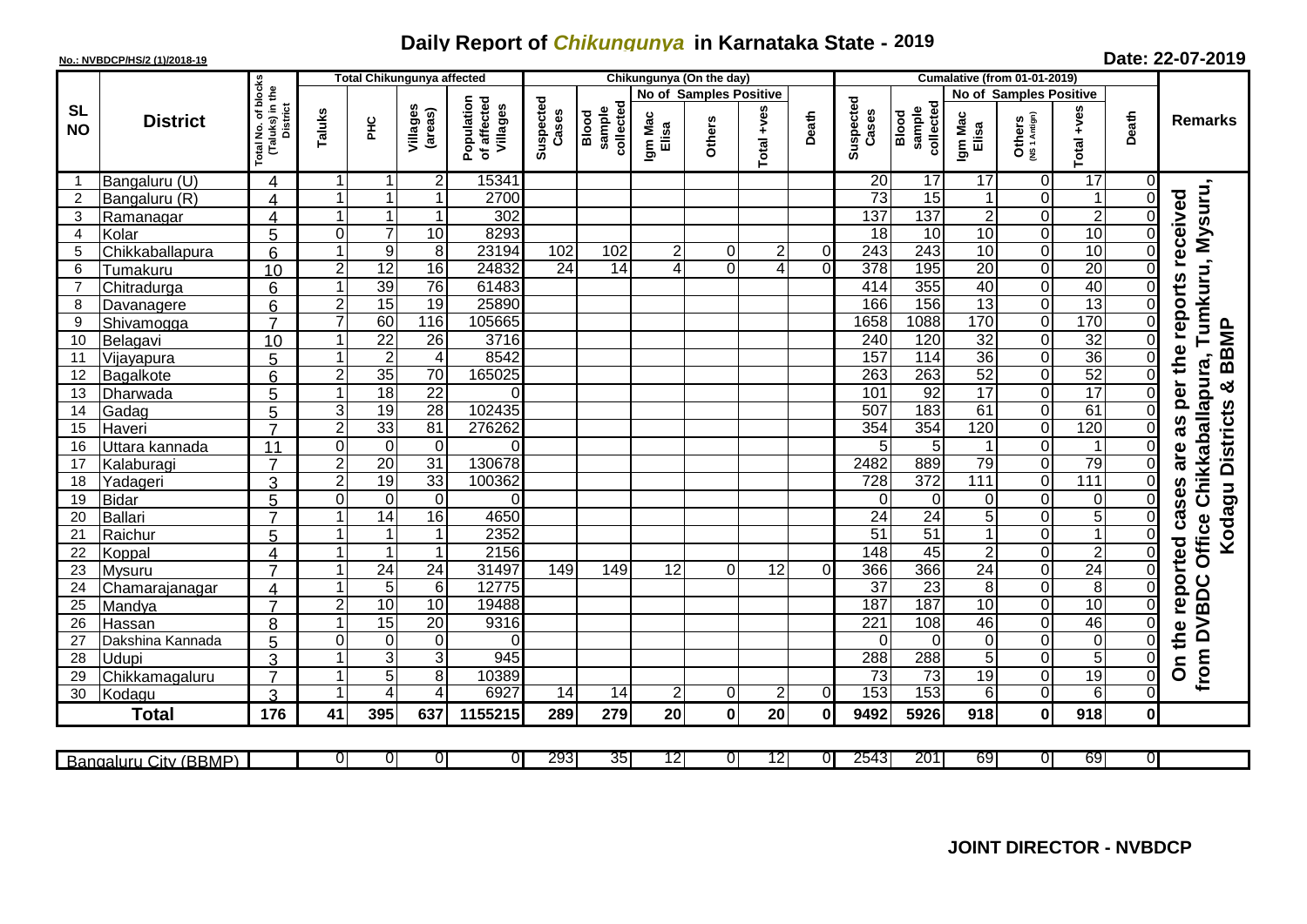# Daily Report of *Chikungunya* in Karnataka State - 2019

**No.: NVBDCP/HS/2 (1)/2018-19**

**Date: 22-07-2019**

| SL NO | District | Total No. of blocks (Taluks) in the District | Total Chikungunya affected | | | | Chikungunya (On the day) | | | | | | | Cumalative (from 01-01-2019) | | | | | | | Remarks |
|---|---|---|---|---|---|---|---|---|---|---|---|---|---|---|---|---|---|---|---|---|---|
| | | | Taluks | PHC | Villages (areas) | Population of affected Villages | Suspected Cases | Blood sample collected | No of Samples Positive | | | Death | Suspected Cases | Blood sample collected | No of Samples Positive | | | Death | |
| | | | | | | | | | Igm Mac Elisa | Others | Total +ves | | | | Igm Mac Elisa | Others (NS 1 Antign) | Total +ves | | |
| 1 | Bangaluru (U) | 4 | 1 | 1 | 2 | 15341 | | | | | | | 20 | 17 | 17 | 0 | 17 | 0 | On the reported cases are as per the reports received from DVBDC Office Chikkaballapura, Tumkuru, Mysuru, Kodagu Districts & BBMP |
| 2 | Bangaluru (R) | 4 | 1 | 1 | 1 | 2700 | | | | | | | 73 | 15 | 1 | 0 | 1 | 0 | |
| 3 | Ramanagar | 4 | 1 | 1 | 1 | 302 | | | | | | | 137 | 137 | 2 | 0 | 2 | 0 | |
| 4 | Kolar | 5 | 0 | 7 | 10 | 8293 | | | | | | | 18 | 10 | 10 | 0 | 10 | 0 | |
| 5 | Chikkaballapura | 6 | 1 | 9 | 8 | 23194 | 102 | 102 | 2 | 0 | 2 | 0 | 243 | 243 | 10 | 0 | 10 | 0 | |
| 6 | Tumakuru | 10 | 2 | 12 | 16 | 24832 | 24 | 14 | 4 | 0 | 4 | 0 | 378 | 195 | 20 | 0 | 20 | 0 | |
| 7 | Chitradurga | 6 | 1 | 39 | 76 | 61483 | | | | | | | 414 | 355 | 40 | 0 | 40 | 0 | |
| 8 | Davanagere | 6 | 2 | 15 | 19 | 25890 | | | | | | | 166 | 156 | 13 | 0 | 13 | 0 | |
| 9 | Shivamogga | 7 | 7 | 60 | 116 | 105665 | | | | | | | 1658 | 1088 | 170 | 0 | 170 | 0 | |
| 10 | Belagavi | 10 | 1 | 22 | 26 | 3716 | | | | | | | 240 | 120 | 32 | 0 | 32 | 0 | |
| 11 | Vijayapura | 5 | 1 | 2 | 4 | 8542 | | | | | | | 157 | 114 | 36 | 0 | 36 | 0 | |
| 12 | Bagalkote | 6 | 2 | 35 | 70 | 165025 | | | | | | | 263 | 263 | 52 | 0 | 52 | 0 | |
| 13 | Dharwada | 5 | 1 | 18 | 22 | 0 | | | | | | | 101 | 92 | 17 | 0 | 17 | 0 | |
| 14 | Gadag | 5 | 3 | 19 | 28 | 102435 | | | | | | | 507 | 183 | 61 | 0 | 61 | 0 | |
| 15 | Haveri | 7 | 2 | 33 | 81 | 276262 | | | | | | | 354 | 354 | 120 | 0 | 120 | 0 | |
| 16 | Uttara kannada | 11 | 0 | 0 | 0 | 0 | | | | | | | 5 | 5 | 1 | 0 | 1 | 0 | |
| 17 | Kalaburagi | 7 | 2 | 20 | 31 | 130678 | | | | | | | 2482 | 889 | 79 | 0 | 79 | 0 | |
| 18 | Yadageri | 3 | 2 | 19 | 33 | 100362 | | | | | | | 728 | 372 | 111 | 0 | 111 | 0 | |
| 19 | Bidar | 5 | 0 | 0 | 0 | 0 | | | | | | | 0 | 0 | 0 | 0 | 0 | 0 | |
| 20 | Ballari | 7 | 1 | 14 | 16 | 4650 | | | | | | | 24 | 24 | 5 | 0 | 5 | 0 | |
| 21 | Raichur | 5 | 1 | 1 | 1 | 2352 | | | | | | | 51 | 51 | 1 | 0 | 1 | 0 | |
| 22 | Koppal | 4 | 1 | 1 | 1 | 2156 | | | | | | | 148 | 45 | 2 | 0 | 2 | 0 | |
| 23 | Mysuru | 7 | 1 | 24 | 24 | 31497 | 149 | 149 | 12 | 0 | 12 | 0 | 366 | 366 | 24 | 0 | 24 | 0 | |
| 24 | Chamarajanagar | 4 | 1 | 5 | 6 | 12775 | | | | | | | 37 | 23 | 8 | 0 | 8 | 0 | |
| 25 | Mandya | 7 | 2 | 10 | 10 | 19488 | | | | | | | 187 | 187 | 10 | 0 | 10 | 0 | |
| 26 | Hassan | 8 | 1 | 15 | 20 | 9316 | | | | | | | 221 | 108 | 46 | 0 | 46 | 0 | |
| 27 | Dakshina Kannada | 5 | 0 | 0 | 0 | 0 | | | | | | | 0 | 0 | 0 | 0 | 0 | 0 | |
| 28 | Udupi | 3 | 1 | 3 | 3 | 945 | | | | | | | 288 | 288 | 5 | 0 | 5 | 0 | |
| 29 | Chikkamagaluru | 7 | 1 | 5 | 8 | 10389 | | | | | | | 73 | 73 | 19 | 0 | 19 | 0 | |
| 30 | Kodagu | 3 | 1 | 4 | 4 | 6927 | 14 | 14 | 2 | 0 | 2 | 0 | 153 | 153 | 6 | 0 | 6 | 0 | |
| | **Total** | **176** | **41** | **395** | **637** | **1155215** | **289** | **279** | **20** | **0** | **20** | **0** | **9492** | **5926** | **918** | **0** | **918** | **0** | |

| | | | | | | | | | | | | | | | | | | |
|---|---|---|---|---|---|---|---|---|---|---|---|---|---|---|---|---|---|---|
| Bangaluru City (BBMP) | | 0 | 0 | 0 | 0 | 293 | 35 | 12 | 0 | 12 | 0 | 2543 | 201 | 69 | 0 | 69 | 0 | |

**JOINT DIRECTOR - NVBDCP**